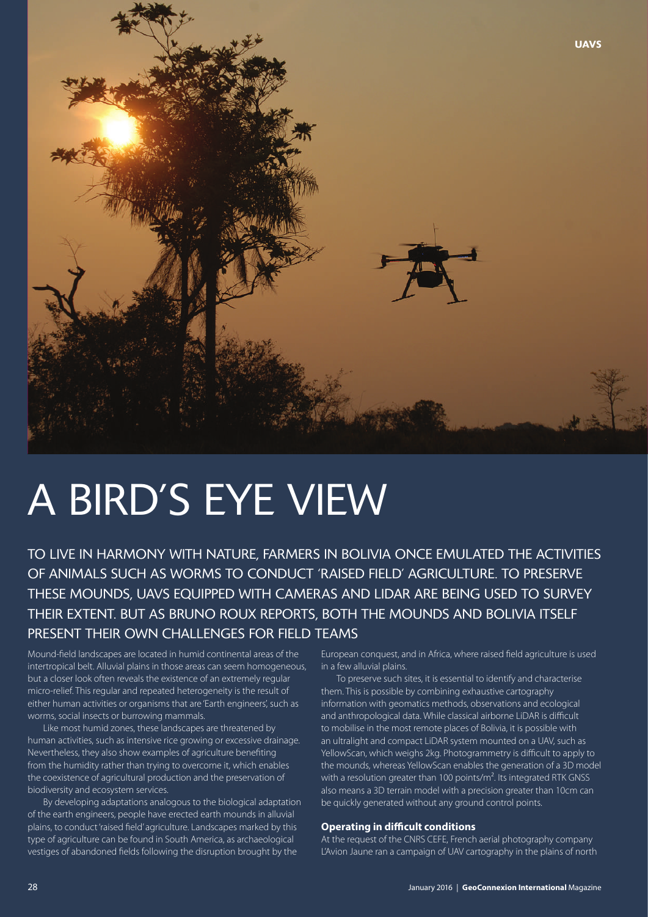# A BIRD'S EYE VIEW

TO LIVE IN HARMONY WITH NATURE, FARMERS IN BOLIVIA ONCE EMULATED THE ACTIVITIES OF ANIMALS SUCH AS WORMS TO CONDUCT 'RAISED FIELD' AGRICULTURE. TO PRESERVE THESE MOUNDS, UAVS EQUIPPED WITH CAMERAS AND LIDAR ARE BEING USED TO SURVEY THEIR EXTENT. BUT AS BRUNO ROUX REPORTS, BOTH THE MOUNDS AND BOLIVIA ITSELF PRESENT THEIR OWN CHALLENGES FOR FIELD TEAMS

Mound-field landscapes are located in humid continental areas of the intertropical belt. Alluvial plains in those areas can seem homogeneous, but a closer look often reveals the existence of an extremely regular micro-relief. This regular and repeated heterogeneity is the result of either human activities or organisms that are 'Earth engineers', such as worms, social insects or burrowing mammals.

Like most humid zones, these landscapes are threatened by human activities, such as intensive rice growing or excessive drainage. Nevertheless, they also show examples of agriculture benefiting from the humidity rather than trying to overcome it, which enables the coexistence of agricultural production and the preservation of biodiversity and ecosystem services.

By developing adaptations analogous to the biological adaptation of the earth engineers, people have erected earth mounds in alluvial plains, to conduct 'raised field' agriculture. Landscapes marked by this type of agriculture can be found in South America, as archaeological vestiges of abandoned fields following the disruption brought by the European conquest, and in Africa, where raised field agriculture is used in a few alluvial plains.

To preserve such sites, it is essential to identify and characterise them. This is possible by combining exhaustive cartography information with geomatics methods, observations and ecological and anthropological data. While classical airborne LiDAR is difficult to mobilise in the most remote places of Bolivia, it is possible with an ultralight and compact LiDAR system mounted on a UAV, such as YellowScan, which weighs 2kg. Photogrammetry is difficult to apply to the mounds, whereas YellowScan enables the generation of a 3D model with a resolution greater than 100 points/m². Its integrated RTK GNSS also means a 3D terrain model with a precision greater than 10cm can be quickly generated without any ground control points.

### Operating in difficult conditions

At the request of the CNRS CEFE, French aerial photography company L'Avion Jaune ran a campaign of UAV cartography in the plains of north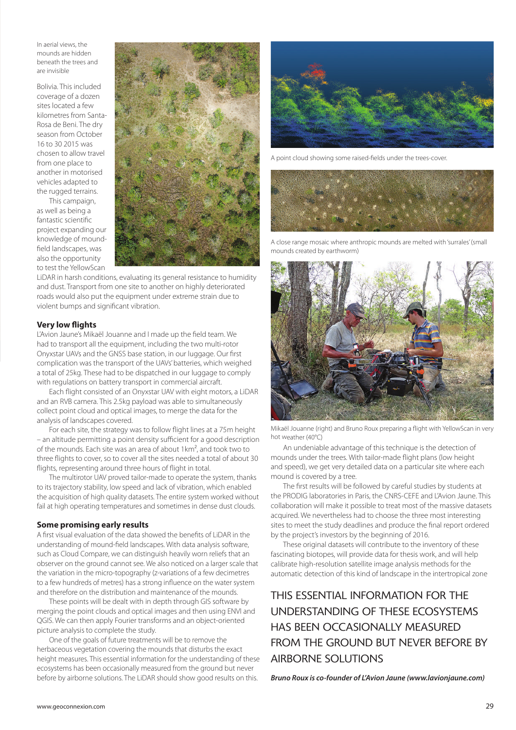In aerial views, the mounds are hidden beneath the trees and are invisible

Bolivia. This included coverage of a dozen sites located a few kilometres from Santa-Rosa de Beni. The dry season from October 16 to 30 2015 was chosen to allow travel from one place to another in motorised vehicles adapted to the rugged terrains.

This campaign, as well as being a fantastic scientific project expanding our knowledge of mound-field landscapes, was also the opportunity to test the YellowScan LiDAR in harsh conditions, evaluating its general resistance to humidity and dust. Transport from one site to another on highly deteriorated roads would also put the equipment under extreme strain due to violent bumps and significant vibration.

## Very low flights

L'Avion Jaune's Mikaël Jouanne and I made up the field team. We had to transport all the equipment, including the two multi-rotor Onyxstar UAVs and the GNSS base station, in our luggage. Our first complication was the transport of the UAVs' batteries, which weighed a total of 25kg. These had to be dispatched in our luggage to comply with regulations on battery transport in commercial aircraft.

Each flight consisted of an Onyxstar UAV with eight motors, a LiDAR and an RVB camera. This 2.5kg payload was able to simultaneously collect point cloud and optical images, to merge the data for the analysis of landscapes covered.

For each site, the strategy was to follow flight lines at a 75m height – an altitude permitting a point density sufficient for a good description of the mounds. Each site was an area of about 1km², and took two to three flights to cover, so to cover all the sites needed a total of about 30 flights, representing around three hours of flight in total.

The multirotor UAV proved tailor-made to operate the system, thanks to its trajectory stability, low speed and lack of vibration, which enabled the acquisition of high quality datasets. The entire system worked without fail at high operating temperatures and sometimes in dense dust clouds.

## Some promising early results

A first visual evaluation of the data showed the benefits of LiDAR in the understanding of mound-field landscapes. With data analysis software, such as Cloud Compare, we can distinguish heavily worn reliefs that an observer on the ground cannot see. We also noticed on a larger scale that the variation in the micro-topography (z-variations of a few decimetres to a few hundreds of metres) has a strong influence on the water system and therefore on the distribution and maintenance of the mounds.

These points will be dealt with in depth through GIS software by merging the point clouds and optical images and then using ENVI and QGIS. We can then apply Fourier transforms and an object-oriented picture analysis to complete the study.

One of the goals of future treatments will be to remove the herbaceous vegetation covering the mounds that disturbs the exact height measures. This essential information for the understanding of these ecosystems has been occasionally measured from the ground but never before by airborne solutions. The LiDAR should show good results on this.

A point cloud showing some raised-fields under the trees-cover.

A close range mosaic where anthropic mounds are melted with 'surrales' (small mounds created by earthworm)

Mikaël Jouanne (right) and Bruno Roux preparing a flight with YellowScan in very hot weather (40°C)

An undeniable advantage of this technique is the detection of mounds under the trees. With tailor-made flight plans (low height and speed), we get very detailed data on a particular site where each mound is covered by a tree.

The first results will be followed by careful studies by students at the PRODIG laboratories in Paris, the CNRS-CEFE and L'Avion Jaune. This collaboration will make it possible to treat most of the massive datasets acquired. We nevertheless had to choose the three most interesting sites to meet the study deadlines and produce the final report ordered by the project's investors by the beginning of 2016.

These original datasets will contribute to the inventory of these fascinating biotopes, will provide data for thesis work, and will help calibrate high-resolution satellite image analysis methods for the automatic detection of this kind of landscape in the intertropical zone

THIS ESSENTIAL INFORMATION FOR THE UNDERSTANDING OF THESE ECOSYSTEMS HAS BEEN OCCASIONALLY MEASURED FROM THE GROUND BUT NEVER BEFORE BY AIRBORNE SOLUTIONS

***Bruno Roux is co-founder of L'Avion Jaune (www.lavionjaune.com)***